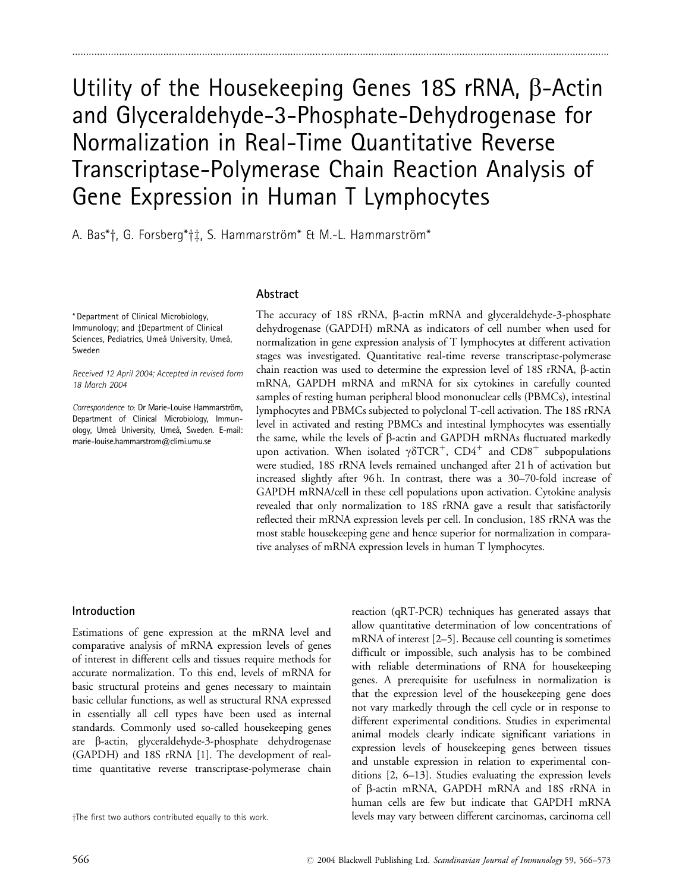# Utility of the Housekeeping Genes 18S rRNA, β-Actin and Glyceraldehyde-3-Phosphate-Dehydrogenase for Normalization in Real-Time Quantitative Reverse Transcriptase-Polymerase Chain Reaction Analysis of Gene Expression in Human T Lymphocytes

A. Bas*†, G. Forsberg*†‡, S. Hammarström* & M.-L. Hammarström*

*Department of Clinical Microbiology, Immunology; and ‡Department of Clinical Sciences, Pediatrics, Umeå University, Umeå, Sweden

*Received 12 April 2004; Accepted in revised form 18 March 2004*

*Correspondence to*: Dr Marie-Louise Hammarström, Department of Clinical Microbiology, Immunology, Umeå University, Umeå, Sweden. E-mail: marie-louise.hammarstrom@climi.umu.se

## Abstract

The accuracy of 18S rRNA, β-actin mRNA and glyceraldehyde-3-phosphate dehydrogenase (GAPDH) mRNA as indicators of cell number when used for normalization in gene expression analysis of T lymphocytes at different activation stages was investigated. Quantitative real-time reverse transcriptase-polymerase chain reaction was used to determine the expression level of 18S rRNA, β-actin mRNA, GAPDH mRNA and mRNA for six cytokines in carefully counted samples of resting human peripheral blood mononuclear cells (PBMCs), intestinal lymphocytes and PBMCs subjected to polyclonal T-cell activation. The 18S rRNA level in activated and resting PBMCs and intestinal lymphocytes was essentially the same, while the levels of β-actin and GAPDH mRNAs fluctuated markedly upon activation. When isolated $\gamma\delta TCR^{+}$, $CD4^{+}$ and $CD8^{+}$ subpopulations were studied, 18S rRNA levels remained unchanged after 21 h of activation but increased slightly after 96 h. In contrast, there was a 30–70-fold increase of GAPDH mRNA/cell in these cell populations upon activation. Cytokine analysis revealed that only normalization to 18S rRNA gave a result that satisfactorily reflected their mRNA expression levels per cell. In conclusion, 18S rRNA was the most stable housekeeping gene and hence superior for normalization in comparative analyses of mRNA expression levels in human T lymphocytes.

## Introduction

Estimations of gene expression at the mRNA level and comparative analysis of mRNA expression levels of genes of interest in different cells and tissues require methods for accurate normalization. To this end, levels of mRNA for basic structural proteins and genes necessary to maintain basic cellular functions, as well as structural RNA expressed in essentially all cell types have been used as internal standards. Commonly used so-called housekeeping genes are β-actin, glyceraldehyde-3-phosphate dehydrogenase (GAPDH) and 18S rRNA [1]. The development of real-time quantitative reverse transcriptase-polymerase chain reaction (qRT-PCR) techniques has generated assays that allow quantitative determination of low concentrations of mRNA of interest [2–5]. Because cell counting is sometimes difficult or impossible, such analysis has to be combined with reliable determinations of RNA for housekeeping genes. A prerequisite for usefulness in normalization is that the expression level of the housekeeping gene does not vary markedly through the cell cycle or in response to different experimental conditions. Studies in experimental animal models clearly indicate significant variations in expression levels of housekeeping genes between tissues and unstable expression in relation to experimental conditions [2, 6–13]. Studies evaluating the expression levels of β-actin mRNA, GAPDH mRNA and 18S rRNA in human cells are few but indicate that GAPDH mRNA levels may vary between different carcinomas, carcinoma cell

†The first two authors contributed equally to this work.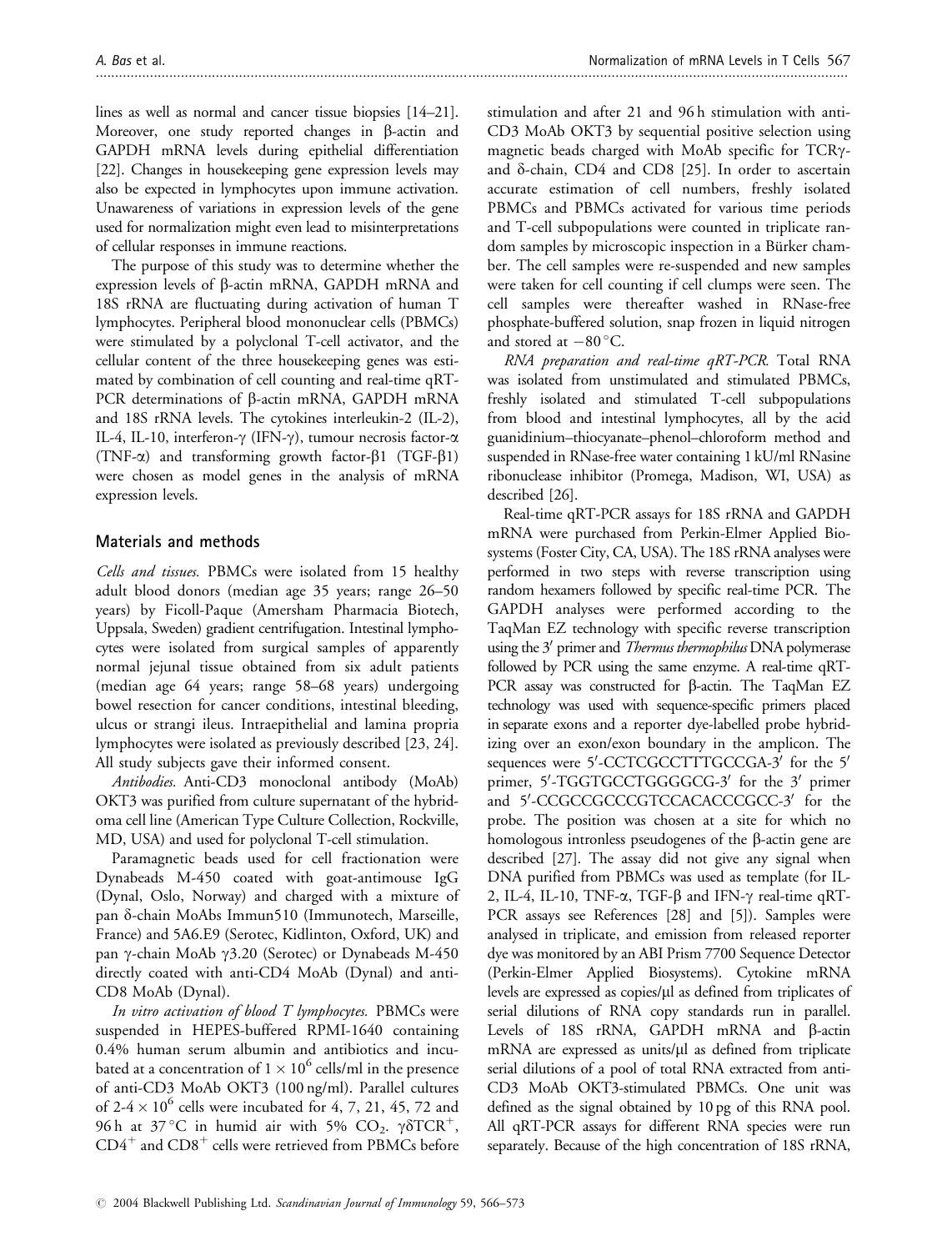lines as well as normal and cancer tissue biopsies [14–21]. Moreover, one study reported changes in β-actin and GAPDH mRNA levels during epithelial differentiation [22]. Changes in housekeeping gene expression levels may also be expected in lymphocytes upon immune activation. Unawareness of variations in expression levels of the gene used for normalization might even lead to misinterpretations of cellular responses in immune reactions.

The purpose of this study was to determine whether the expression levels of β-actin mRNA, GAPDH mRNA and 18S rRNA are fluctuating during activation of human T lymphocytes. Peripheral blood mononuclear cells (PBMCs) were stimulated by a polyclonal T-cell activator, and the cellular content of the three housekeeping genes was estimated by combination of cell counting and real-time qRT-PCR determinations of β-actin mRNA, GAPDH mRNA and 18S rRNA levels. The cytokines interleukin-2 (IL-2), IL-4, IL-10, interferon-γ (IFN-γ), tumour necrosis factor-α (TNF-α) and transforming growth factor-β1 (TGF-β1) were chosen as model genes in the analysis of mRNA expression levels.

## Materials and methods

*Cells and tissues.* PBMCs were isolated from 15 healthy adult blood donors (median age 35 years; range 26–50 years) by Ficoll-Paque (Amersham Pharmacia Biotech, Uppsala, Sweden) gradient centrifugation. Intestinal lymphocytes were isolated from surgical samples of apparently normal jejunal tissue obtained from six adult patients (median age 64 years; range 58–68 years) undergoing bowel resection for cancer conditions, intestinal bleeding, ulcus or strangi ileus. Intraepithelial and lamina propria lymphocytes were isolated as previously described [23, 24]. All study subjects gave their informed consent.

*Antibodies.* Anti-CD3 monoclonal antibody (MoAb) OKT3 was purified from culture supernatant of the hybridoma cell line (American Type Culture Collection, Rockville, MD, USA) and used for polyclonal T-cell stimulation.

Paramagnetic beads used for cell fractionation were Dynabeads M-450 coated with goat-antimouse IgG (Dynal, Oslo, Norway) and charged with a mixture of pan δ-chain MoAbs Immun510 (Immunotech, Marseille, France) and 5A6.E9 (Serotec, Kidlinton, Oxford, UK) and pan γ-chain MoAb γ3.20 (Serotec) or Dynabeads M-450 directly coated with anti-CD4 MoAb (Dynal) and anti-CD8 MoAb (Dynal).

*In vitro activation of blood T lymphocytes.* PBMCs were suspended in HEPES-buffered RPMI-1640 containing 0.4% human serum albumin and antibiotics and incubated at a concentration of $1 \times 10^6$ cells/ml in the presence of anti-CD3 MoAb OKT3 (100 ng/ml). Parallel cultures of $2\text{-}4 \times 10^6$ cells were incubated for 4, 7, 21, 45, 72 and 96 h at 37 °C in humid air with 5% $CO_2$. $\gamma\delta TCR^+$, $CD4^+$ and $CD8^+$ cells were retrieved from PBMCs before stimulation and after 21 and 96 h stimulation with anti-CD3 MoAb OKT3 by sequential positive selection using magnetic beads charged with MoAb specific for TCRγ- and δ-chain, CD4 and CD8 [25]. In order to ascertain accurate estimation of cell numbers, freshly isolated PBMCs and PBMCs activated for various time periods and T-cell subpopulations were counted in triplicate random samples by microscopic inspection in a Bürker chamber. The cell samples were re-suspended and new samples were taken for cell counting if cell clumps were seen. The cell samples were thereafter washed in RNase-free phosphate-buffered solution, snap frozen in liquid nitrogen and stored at −80 °C.

*RNA preparation and real-time qRT-PCR.* Total RNA was isolated from unstimulated and stimulated PBMCs, freshly isolated and stimulated T-cell subpopulations from blood and intestinal lymphocytes, all by the acid guanidinium–thiocyanate–phenol–chloroform method and suspended in RNase-free water containing 1 kU/ml RNasine ribonuclease inhibitor (Promega, Madison, WI, USA) as described [26].

Real-time qRT-PCR assays for 18S rRNA and GAPDH mRNA were purchased from Perkin-Elmer Applied Biosystems (Foster City, CA, USA). The 18S rRNA analyses were performed in two steps with reverse transcription using random hexamers followed by specific real-time PCR. The GAPDH analyses were performed according to the TaqMan EZ technology with specific reverse transcription using the 3′ primer and *Thermus thermophilus* DNA polymerase followed by PCR using the same enzyme. A real-time qRT-PCR assay was constructed for β-actin. The TaqMan EZ technology was used with sequence-specific primers placed in separate exons and a reporter dye-labelled probe hybridizing over an exon/exon boundary in the amplicon. The sequences were 5′-CCTCGCCTTTGCCGA-3′ for the 5′ primer, 5′-TGGTGCCTGGGGCG-3′ for the 3′ primer and 5′-CCGCCGCCCGTCCACACCCGCC-3′ for the probe. The position was chosen at a site for which no homologous intronless pseudogenes of the β-actin gene are described [27]. The assay did not give any signal when DNA purified from PBMCs was used as template (for IL-2, IL-4, IL-10, TNF-α, TGF-β and IFN-γ real-time qRT-PCR assays see References [28] and [5]). Samples were analysed in triplicate, and emission from released reporter dye was monitored by an ABI Prism 7700 Sequence Detector (Perkin-Elmer Applied Biosystems). Cytokine mRNA levels are expressed as copies/μl as defined from triplicates of serial dilutions of RNA copy standards run in parallel. Levels of 18S rRNA, GAPDH mRNA and β-actin mRNA are expressed as units/μl as defined from triplicate serial dilutions of a pool of total RNA extracted from anti-CD3 MoAb OKT3-stimulated PBMCs. One unit was defined as the signal obtained by 10 pg of this RNA pool. All qRT-PCR assays for different RNA species were run separately. Because of the high concentration of 18S rRNA,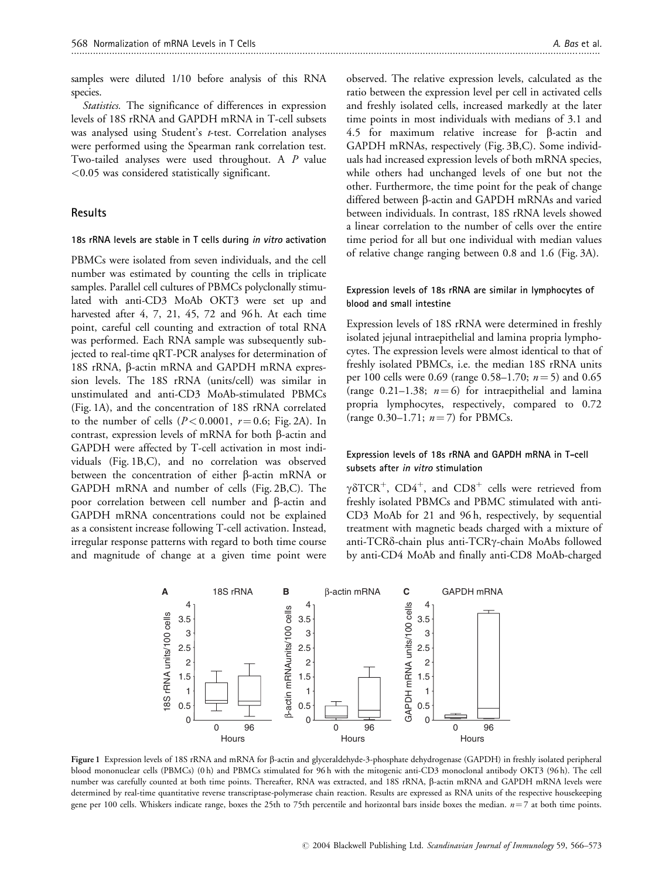samples were diluted 1/10 before analysis of this RNA species.

*Statistics.* The significance of differences in expression levels of 18S rRNA and GAPDH mRNA in T-cell subsets was analysed using Student's *t*-test. Correlation analyses were performed using the Spearman rank correlation test. Two-tailed analyses were used throughout. A $P$ value <0.05 was considered statistically significant.

## Results

### 18s rRNA levels are stable in T cells during *in vitro* activation

PBMCs were isolated from seven individuals, and the cell number was estimated by counting the cells in triplicate samples. Parallel cell cultures of PBMCs polyclonally stimulated with anti-CD3 MoAb OKT3 were set up and harvested after 4, 7, 21, 45, 72 and 96 h. At each time point, careful cell counting and extraction of total RNA was performed. Each RNA sample was subsequently subjected to real-time qRT-PCR analyses for determination of 18S rRNA, β-actin mRNA and GAPDH mRNA expression levels. The 18S rRNA (units/cell) was similar in unstimulated and anti-CD3 MoAb-stimulated PBMCs (Fig. 1A), and the concentration of 18S rRNA correlated to the number of cells ($P < 0.0001$, $r = 0.6$; Fig. 2A). In contrast, expression levels of mRNA for both β-actin and GAPDH were affected by T-cell activation in most individuals (Fig. 1B,C), and no correlation was observed between the concentration of either β-actin mRNA or GAPDH mRNA and number of cells (Fig. 2B,C). The poor correlation between cell number and β-actin and GAPDH mRNA concentrations could not be explained as a consistent increase following T-cell activation. Instead, irregular response patterns with regard to both time course and magnitude of change at a given time point were observed. The relative expression levels, calculated as the ratio between the expression level per cell in activated cells and freshly isolated cells, increased markedly at the later time points in most individuals with medians of 3.1 and 4.5 for maximum relative increase for β-actin and GAPDH mRNAs, respectively (Fig. 3B,C). Some individuals had increased expression levels of both mRNA species, while others had unchanged levels of one but not the other. Furthermore, the time point for the peak of change differed between β-actin and GAPDH mRNAs and varied between individuals. In contrast, 18S rRNA levels showed a linear correlation to the number of cells over the entire time period for all but one individual with median values of relative change ranging between 0.8 and 1.6 (Fig. 3A).

### Expression levels of 18s rRNA are similar in lymphocytes of blood and small intestine

Expression levels of 18S rRNA were determined in freshly isolated jejunal intraepithelial and lamina propria lymphocytes. The expression levels were almost identical to that of freshly isolated PBMCs, i.e. the median 18S rRNA units per 100 cells were 0.69 (range 0.58–1.70; $n = 5$) and 0.65 (range 0.21–1.38; $n = 6$) for intraepithelial and lamina propria lymphocytes, respectively, compared to 0.72 (range 0.30–1.71; $n = 7$) for PBMCs.

### Expression levels of 18s rRNA and GAPDH mRNA in T-cell subsets after *in vitro* stimulation

$\gamma\delta TCR^{+}$, $CD4^{+}$, and $CD8^{+}$ cells were retrieved from freshly isolated PBMCs and PBMC stimulated with anti-CD3 MoAb for 21 and 96 h, respectively, by sequential treatment with magnetic beads charged with a mixture of anti-TCRδ-chain plus anti-TCRγ-chain MoAbs followed by anti-CD4 MoAb and finally anti-CD8 MoAb-charged

**Figure 1** Expression levels of 18S rRNA and mRNA for β-actin and glyceraldehyde-3-phosphate dehydrogenase (GAPDH) in freshly isolated peripheral blood mononuclear cells (PBMCs) (0 h) and PBMCs stimulated for 96 h with the mitogenic anti-CD3 monoclonal antibody OKT3 (96 h). The cell number was carefully counted at both time points. Thereafter, RNA was extracted, and 18S rRNA, β-actin mRNA and GAPDH mRNA levels were determined by real-time quantitative reverse transcriptase-polymerase chain reaction. Results are expressed as RNA units of the respective housekeeping gene per 100 cells. Whiskers indicate range, boxes the 25th to 75th percentile and horizontal bars inside boxes the median. $n = 7$ at both time points.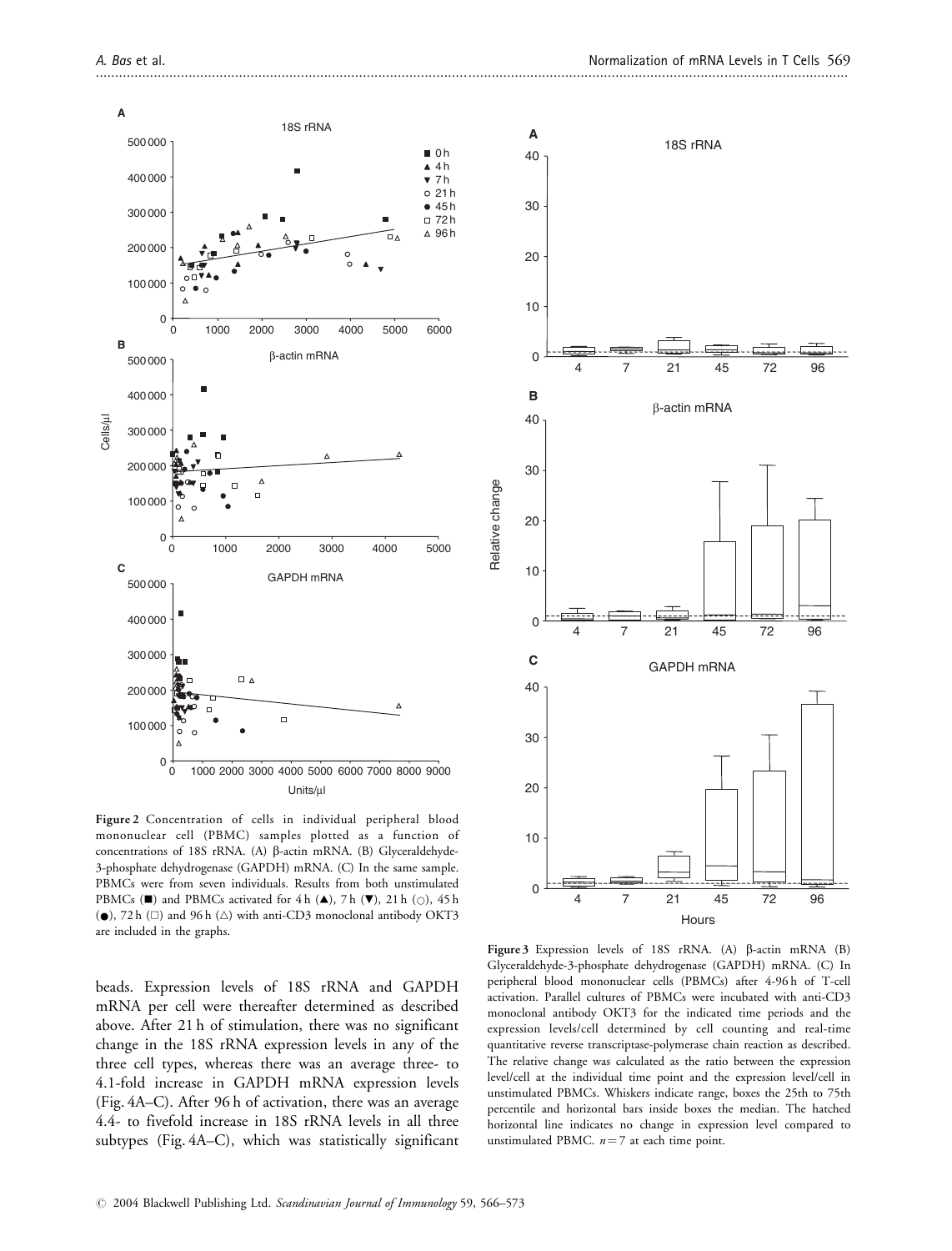**Figure 2** Concentration of cells in individual peripheral blood mononuclear cell (PBMC) samples plotted as a function of concentrations of 18S rRNA. (A) β-actin mRNA. (B) Glyceraldehyde-3-phosphate dehydrogenase (GAPDH) mRNA. (C) In the same sample. PBMCs were from seven individuals. Results from both unstimulated PBMCs (■) and PBMCs activated for 4 h (▲), 7 h (▼), 21 h (○), 45 h (●), 72 h (□) and 96 h (△) with anti-CD3 monoclonal antibody OKT3 are included in the graphs.

**Figure 3** Expression levels of 18S rRNA. (A) β-actin mRNA (B) Glyceraldehyde-3-phosphate dehydrogenase (GAPDH) mRNA. (C) In peripheral blood mononuclear cells (PBMCs) after 4-96 h of T-cell activation. Parallel cultures of PBMCs were incubated with anti-CD3 monoclonal antibody OKT3 for the indicated time periods and the expression levels/cell determined by cell counting and real-time quantitative reverse transcriptase-polymerase chain reaction as described. The relative change was calculated as the ratio between the expression level/cell at the individual time point and the expression level/cell in unstimulated PBMCs. Whiskers indicate range, boxes the 25th to 75th percentile and horizontal bars inside boxes the median. The hatched horizontal line indicates no change in expression level compared to unstimulated PBMC. $n = 7$ at each time point.

beads. Expression levels of 18S rRNA and GAPDH mRNA per cell were thereafter determined as described above. After 21 h of stimulation, there was no significant change in the 18S rRNA expression levels in any of the three cell types, whereas there was an average three- to 4.1-fold increase in GAPDH mRNA expression levels (Fig. 4A–C). After 96 h of activation, there was an average 4.4- to fivefold increase in 18S rRNA levels in all three subtypes (Fig. 4A–C), which was statistically significant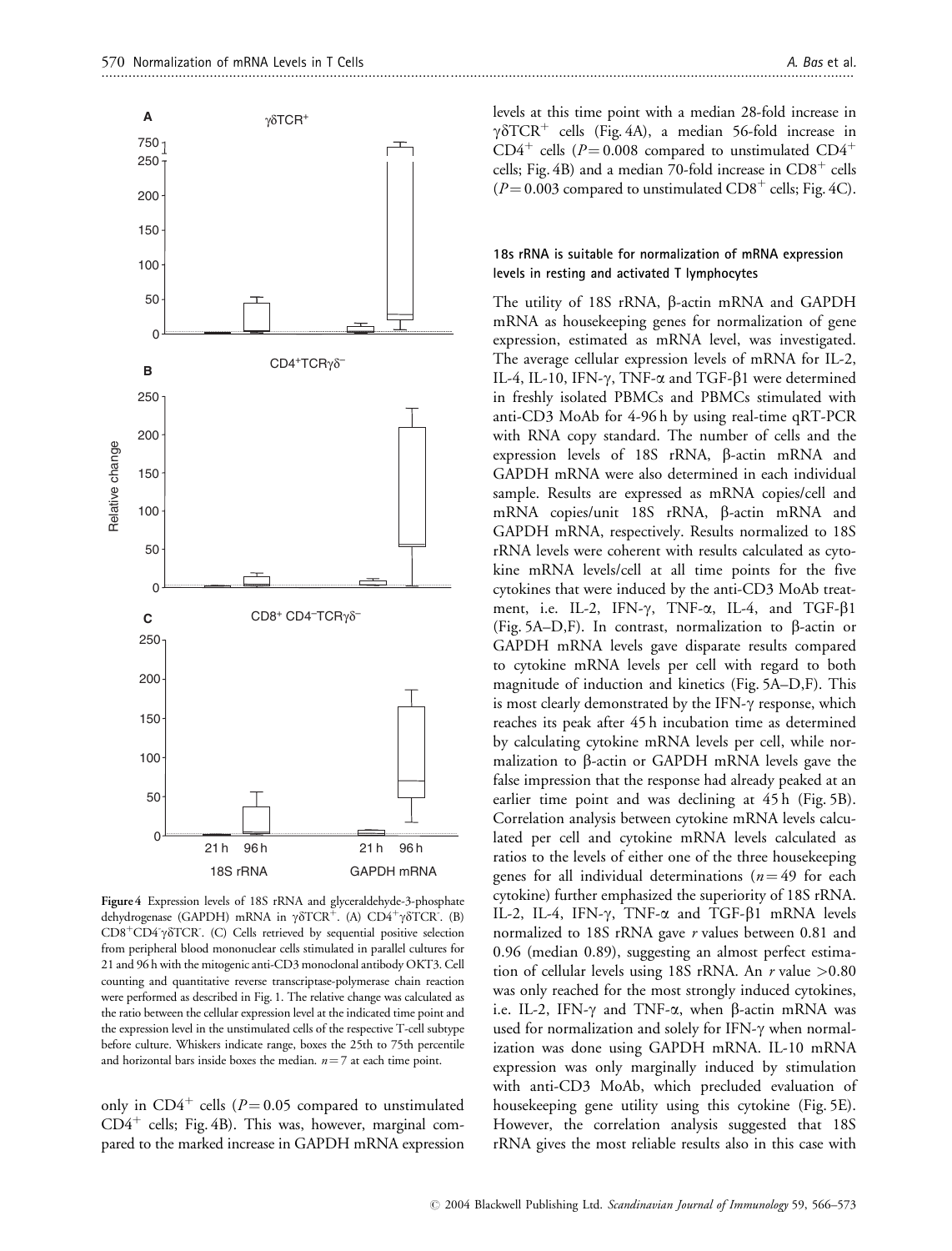**Figure 4** Expression levels of 18S rRNA and glyceraldehyde-3-phosphate dehydrogenase (GAPDH) mRNA in $\gamma\delta TCR^+$. (A) $CD4^+\gamma\delta TCR^-$. (B) $CD8^+CD4^-\gamma\delta TCR^-$. (C) Cells retrieved by sequential positive selection from peripheral blood mononuclear cells stimulated in parallel cultures for 21 and 96 h with the mitogenic anti-CD3 monoclonal antibody OKT3. Cell counting and quantitative reverse transcriptase-polymerase chain reaction were performed as described in Fig. 1. The relative change was calculated as the ratio between the cellular expression level at the indicated time point and the expression level in the unstimulated cells of the respective T-cell subtype before culture. Whiskers indicate range, boxes the 25th to 75th percentile and horizontal bars inside boxes the median. $n = 7$ at each time point.

only in $CD4^+$ cells ($P = 0.05$ compared to unstimulated $CD4^+$ cells; Fig. 4B). This was, however, marginal compared to the marked increase in GAPDH mRNA expression levels at this time point with a median 28-fold increase in $\gamma\delta TCR^+$ cells (Fig. 4A), a median 56-fold increase in $CD4^+$ cells ($P = 0.008$ compared to unstimulated $CD4^+$ cells; Fig. 4B) and a median 70-fold increase in $CD8^+$ cells ($P = 0.003$ compared to unstimulated $CD8^+$ cells; Fig. 4C).

### 18s rRNA is suitable for normalization of mRNA expression levels in resting and activated T lymphocytes

The utility of 18S rRNA, β-actin mRNA and GAPDH mRNA as housekeeping genes for normalization of gene expression, estimated as mRNA level, was investigated. The average cellular expression levels of mRNA for IL-2, IL-4, IL-10, IFN-γ, TNF-α and TGF-β1 were determined in freshly isolated PBMCs and PBMCs stimulated with anti-CD3 MoAb for 4-96 h by using real-time qRT-PCR with RNA copy standard. The number of cells and the expression levels of 18S rRNA, β-actin mRNA and GAPDH mRNA were also determined in each individual sample. Results are expressed as mRNA copies/cell and mRNA copies/unit 18S rRNA, β-actin mRNA and GAPDH mRNA, respectively. Results normalized to 18S rRNA levels were coherent with results calculated as cytokine mRNA levels/cell at all time points for the five cytokines that were induced by the anti-CD3 MoAb treatment, i.e. IL-2, IFN-γ, TNF-α, IL-4, and TGF-β1 (Fig. 5A–D,F). In contrast, normalization to β-actin or GAPDH mRNA levels gave disparate results compared to cytokine mRNA levels per cell with regard to both magnitude of induction and kinetics (Fig. 5A–D,F). This is most clearly demonstrated by the IFN-γ response, which reaches its peak after 45 h incubation time as determined by calculating cytokine mRNA levels per cell, while normalization to β-actin or GAPDH mRNA levels gave the false impression that the response had already peaked at an earlier time point and was declining at 45 h (Fig. 5B). Correlation analysis between cytokine mRNA levels calculated per cell and cytokine mRNA levels calculated as ratios to the levels of either one of the three housekeeping genes for all individual determinations ($n = 49$ for each cytokine) further emphasized the superiority of 18S rRNA. IL-2, IL-4, IFN-γ, TNF-α and TGF-β1 mRNA levels normalized to 18S rRNA gave $r$ values between 0.81 and 0.96 (median 0.89), suggesting an almost perfect estimation of cellular levels using 18S rRNA. An $r$ value $>0.80$ was only reached for the most strongly induced cytokines, i.e. IL-2, IFN-γ and TNF-α, when β-actin mRNA was used for normalization and solely for IFN-γ when normalization was done using GAPDH mRNA. IL-10 mRNA expression was only marginally induced by stimulation with anti-CD3 MoAb, which precluded evaluation of housekeeping gene utility using this cytokine (Fig. 5E). However, the correlation analysis suggested that 18S rRNA gives the most reliable results also in this case with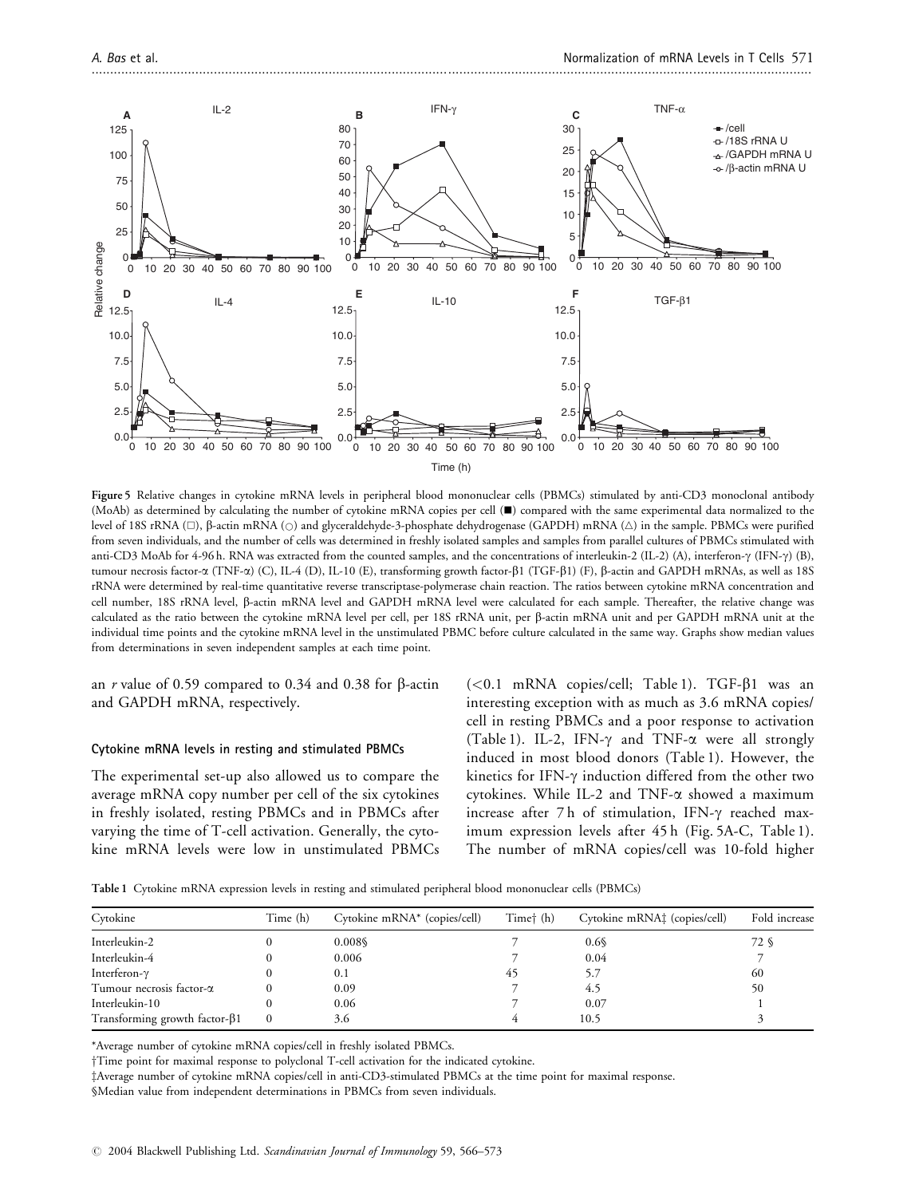**Figure 5** Relative changes in cytokine mRNA levels in peripheral blood mononuclear cells (PBMCs) stimulated by anti-CD3 monoclonal antibody (MoAb) as determined by calculating the number of cytokine mRNA copies per cell (■) compared with the same experimental data normalized to the level of 18S rRNA (□), β-actin mRNA (○) and glyceraldehyde-3-phosphate dehydrogenase (GAPDH) mRNA (△) in the sample. PBMCs were purified from seven individuals, and the number of cells was determined in freshly isolated samples and samples from parallel cultures of PBMCs stimulated with anti-CD3 MoAb for 4-96 h. RNA was extracted from the counted samples, and the concentrations of interleukin-2 (IL-2) (A), interferon-γ (IFN-γ) (B), tumour necrosis factor-α (TNF-α) (C), IL-4 (D), IL-10 (E), transforming growth factor-β1 (TGF-β1) (F), β-actin and GAPDH mRNAs, as well as 18S rRNA were determined by real-time quantitative reverse transcriptase-polymerase chain reaction. The ratios between cytokine mRNA concentration and cell number, 18S rRNA level, β-actin mRNA level and GAPDH mRNA level were calculated for each sample. Thereafter, the relative change was calculated as the ratio between the cytokine mRNA level per cell, per 18S rRNA unit, per β-actin mRNA unit and per GAPDH mRNA unit at the individual time points and the cytokine mRNA level in the unstimulated PBMC before culture calculated in the same way. Graphs show median values from determinations in seven independent samples at each time point.

an $r$ value of 0.59 compared to 0.34 and 0.38 for β-actin and GAPDH mRNA, respectively.

### Cytokine mRNA levels in resting and stimulated PBMCs

The experimental set-up also allowed us to compare the average mRNA copy number per cell of the six cytokines in freshly isolated, resting PBMCs and in PBMCs after varying the time of T-cell activation. Generally, the cytokine mRNA levels were low in unstimulated PBMCs (<0.1 mRNA copies/cell; Table 1). TGF-β1 was an interesting exception with as much as 3.6 mRNA copies/cell in resting PBMCs and a poor response to activation (Table 1). IL-2, IFN-γ and TNF-α were all strongly induced in most blood donors (Table 1). However, the kinetics for IFN-γ induction differed from the other two cytokines. While IL-2 and TNF-α showed a maximum increase after 7 h of stimulation, IFN-γ reached maximum expression levels after 45 h (Fig. 5A-C, Table 1). The number of mRNA copies/cell was 10-fold higher

**Table 1** Cytokine mRNA expression levels in resting and stimulated peripheral blood mononuclear cells (PBMCs)

| Cytokine | Time (h) | Cytokine mRNA* (copies/cell) | Time† (h) | Cytokine mRNA‡ (copies/cell) | Fold increase |
|---|---|---|---|---|---|
| Interleukin-2 | 0 | 0.008§ | 7 | 0.6§ | 72 § |
| Interleukin-4 | 0 | 0.006 | 7 | 0.04 | 7 |
| Interferon-γ | 0 | 0.1 | 45 | 5.7 | 60 |
| Tumour necrosis factor-α | 0 | 0.09 | 7 | 4.5 | 50 |
| Interleukin-10 | 0 | 0.06 | 7 | 0.07 | 1 |
| Transforming growth factor-β1 | 0 | 3.6 | 4 | 10.5 | 3 |

*Average number of cytokine mRNA copies/cell in freshly isolated PBMCs.

†Time point for maximal response to polyclonal T-cell activation for the indicated cytokine.

‡Average number of cytokine mRNA copies/cell in anti-CD3-stimulated PBMCs at the time point for maximal response.

§Median value from independent determinations in PBMCs from seven individuals.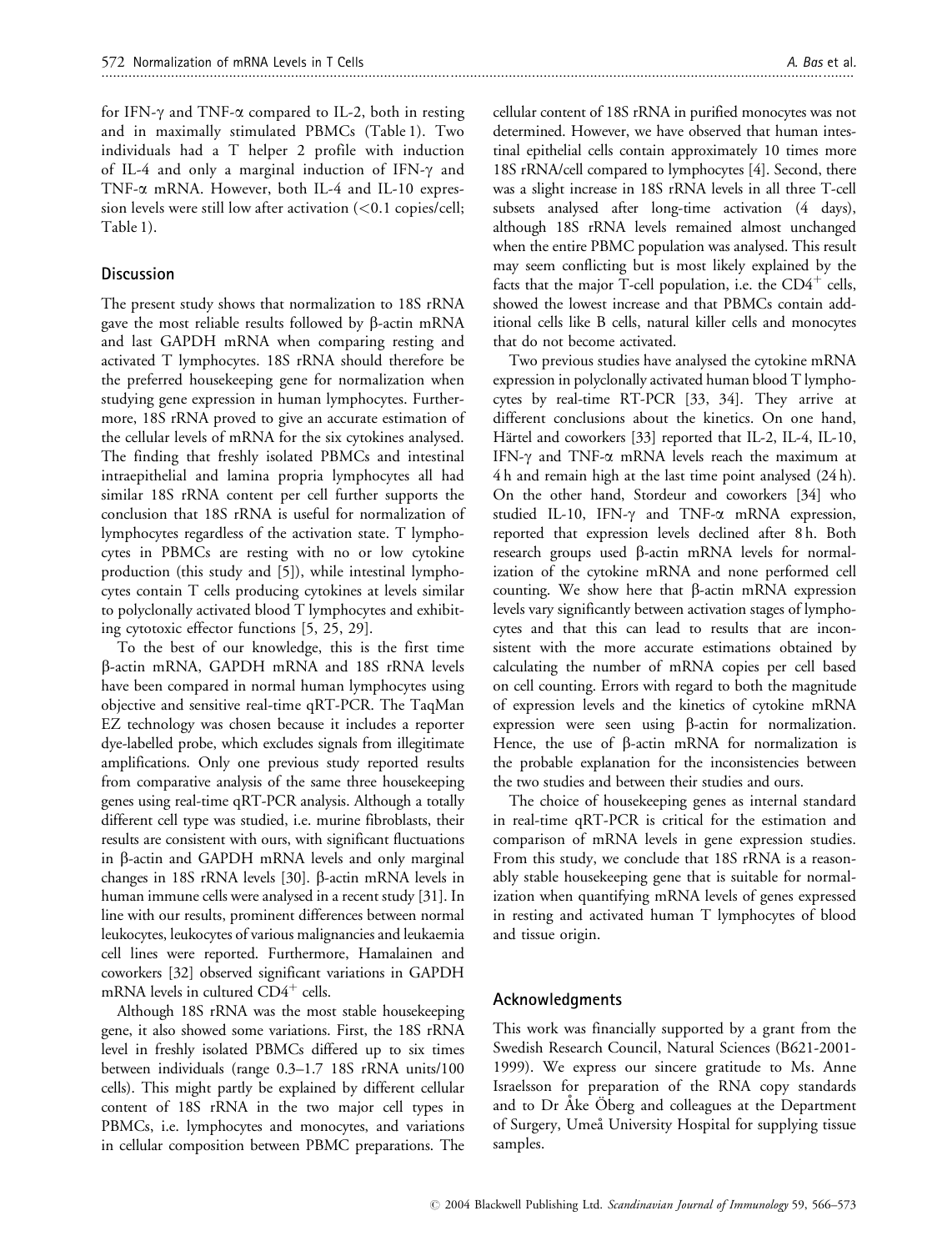for IFN-γ and TNF-α compared to IL-2, both in resting and in maximally stimulated PBMCs (Table 1). Two individuals had a T helper 2 profile with induction of IL-4 and only a marginal induction of IFN-γ and TNF-α mRNA. However, both IL-4 and IL-10 expression levels were still low after activation (<0.1 copies/cell; Table 1).

## Discussion

The present study shows that normalization to 18S rRNA gave the most reliable results followed by β-actin mRNA and last GAPDH mRNA when comparing resting and activated T lymphocytes. 18S rRNA should therefore be the preferred housekeeping gene for normalization when studying gene expression in human lymphocytes. Furthermore, 18S rRNA proved to give an accurate estimation of the cellular levels of mRNA for the six cytokines analysed. The finding that freshly isolated PBMCs and intestinal intraepithelial and lamina propria lymphocytes all had similar 18S rRNA content per cell further supports the conclusion that 18S rRNA is useful for normalization of lymphocytes regardless of the activation state. T lymphocytes in PBMCs are resting with no or low cytokine production (this study and [5]), while intestinal lymphocytes contain T cells producing cytokines at levels similar to polyclonally activated blood T lymphocytes and exhibiting cytotoxic effector functions [5, 25, 29].

To the best of our knowledge, this is the first time β-actin mRNA, GAPDH mRNA and 18S rRNA levels have been compared in normal human lymphocytes using objective and sensitive real-time qRT-PCR. The TaqMan EZ technology was chosen because it includes a reporter dye-labelled probe, which excludes signals from illegitimate amplifications. Only one previous study reported results from comparative analysis of the same three housekeeping genes using real-time qRT-PCR analysis. Although a totally different cell type was studied, i.e. murine fibroblasts, their results are consistent with ours, with significant fluctuations in β-actin and GAPDH mRNA levels and only marginal changes in 18S rRNA levels [30]. β-actin mRNA levels in human immune cells were analysed in a recent study [31]. In line with our results, prominent differences between normal leukocytes, leukocytes of various malignancies and leukaemia cell lines were reported. Furthermore, Hamalainen and coworkers [32] observed significant variations in GAPDH mRNA levels in cultured $CD4^+$ cells.

Although 18S rRNA was the most stable housekeeping gene, it also showed some variations. First, the 18S rRNA level in freshly isolated PBMCs differed up to six times between individuals (range 0.3–1.7 18S rRNA units/100 cells). This might partly be explained by different cellular content of 18S rRNA in the two major cell types in PBMCs, i.e. lymphocytes and monocytes, and variations in cellular composition between PBMC preparations. The cellular content of 18S rRNA in purified monocytes was not determined. However, we have observed that human intestinal epithelial cells contain approximately 10 times more 18S rRNA/cell compared to lymphocytes [4]. Second, there was a slight increase in 18S rRNA levels in all three T-cell subsets analysed after long-time activation (4 days), although 18S rRNA levels remained almost unchanged when the entire PBMC population was analysed. This result may seem conflicting but is most likely explained by the facts that the major T-cell population, i.e. the $CD4^+$ cells, showed the lowest increase and that PBMCs contain additional cells like B cells, natural killer cells and monocytes that do not become activated.

Two previous studies have analysed the cytokine mRNA expression in polyclonally activated human blood T lymphocytes by real-time RT-PCR [33, 34]. They arrive at different conclusions about the kinetics. On one hand, Härtel and coworkers [33] reported that IL-2, IL-4, IL-10, IFN-γ and TNF-α mRNA levels reach the maximum at 4 h and remain high at the last time point analysed (24 h). On the other hand, Stordeur and coworkers [34] who studied IL-10, IFN-γ and TNF-α mRNA expression, reported that expression levels declined after 8 h. Both research groups used β-actin mRNA levels for normalization of the cytokine mRNA and none performed cell counting. We show here that β-actin mRNA expression levels vary significantly between activation stages of lymphocytes and that this can lead to results that are inconsistent with the more accurate estimations obtained by calculating the number of mRNA copies per cell based on cell counting. Errors with regard to both the magnitude of expression levels and the kinetics of cytokine mRNA expression were seen using β-actin for normalization. Hence, the use of β-actin mRNA for normalization is the probable explanation for the inconsistencies between the two studies and between their studies and ours.

The choice of housekeeping genes as internal standard in real-time qRT-PCR is critical for the estimation and comparison of mRNA levels in gene expression studies. From this study, we conclude that 18S rRNA is a reasonably stable housekeeping gene that is suitable for normalization when quantifying mRNA levels of genes expressed in resting and activated human T lymphocytes of blood and tissue origin.

## Acknowledgments

This work was financially supported by a grant from the Swedish Research Council, Natural Sciences (B621-2001-1999). We express our sincere gratitude to Ms. Anne Israelsson for preparation of the RNA copy standards and to Dr Åke Öberg and colleagues at the Department of Surgery, Umeå University Hospital for supplying tissue samples.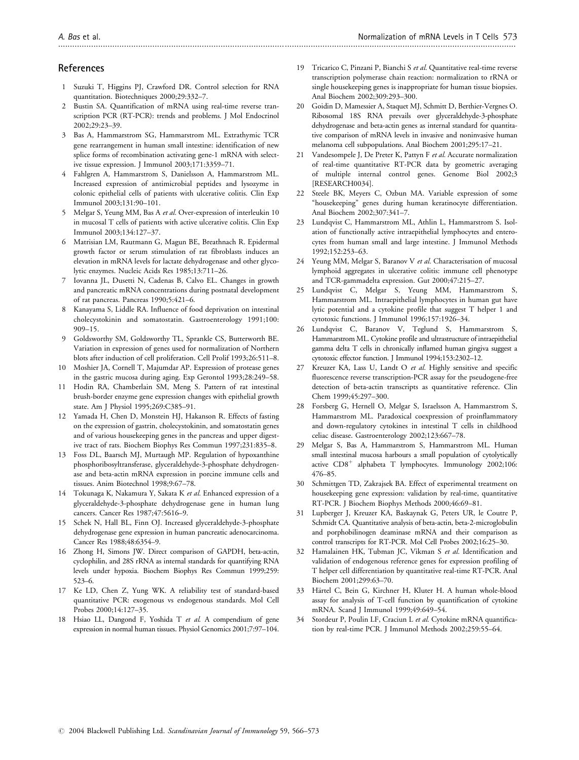## References

1. Suzuki T, Higgins PJ, Crawford DR. Control selection for RNA quantitation. Biotechniques 2000;29:332–7.
2. Bustin SA. Quantification of mRNA using real-time reverse transcription PCR (RT-PCR): trends and problems. J Mol Endocrinol 2002;29:23–39.
3. Bas A, Hammarstrom SG, Hammarstrom ML. Extrathymic TCR gene rearrangement in human small intestine: identification of new splice forms of recombination activating gene-1 mRNA with selective tissue expression. J Immunol 2003;171:3359–71.
4. Fahlgren A, Hammarstrom S, Danielsson A, Hammarstrom ML. Increased expression of antimicrobial peptides and lysozyme in colonic epithelial cells of patients with ulcerative colitis. Clin Exp Immunol 2003;131:90–101.
5. Melgar S, Yeung MM, Bas A *et al.* Over-expression of interleukin 10 in mucosal T cells of patients with active ulcerative colitis. Clin Exp Immunol 2003;134:127–37.
6. Matrisian LM, Rautmann G, Magun BE, Breathnach R. Epidermal growth factor or serum stimulation of rat fibroblasts induces an elevation in mRNA levels for lactate dehydrogenase and other glycolytic enzymes. Nucleic Acids Res 1985;13:711–26.
7. Iovanna JL, Dusetti N, Cadenas B, Calvo EL. Changes in growth and pancreatic mRNA concentrations during postnatal development of rat pancreas. Pancreas 1990;5:421–6.
8. Kanayama S, Liddle RA. Influence of food deprivation on intestinal cholecystokinin and somatostatin. Gastroenterology 1991;100: 909–15.
9. Goldsworthy SM, Goldsworthy TL, Sprankle CS, Butterworth BE. Variation in expression of genes used for normalization of Northern blots after induction of cell proliferation. Cell Prolif 1993;26:511–8.
10. Moshier JA, Cornell T, Majumdar AP. Expression of protease genes in the gastric mucosa during aging. Exp Gerontol 1993;28:249–58.
11. Hodin RA, Chamberlain SM, Meng S. Pattern of rat intestinal brush-border enzyme gene expression changes with epithelial growth state. Am J Physiol 1995;269:C385–91.
12. Yamada H, Chen D, Monstein HJ, Hakanson R. Effects of fasting on the expression of gastrin, cholecystokinin, and somatostatin genes and of various housekeeping genes in the pancreas and upper digestive tract of rats. Biochem Biophys Res Commun 1997;231:835–8.
13. Foss DL, Baarsch MJ, Murtaugh MP. Regulation of hypoxanthine phosphoribosyltransferase, glyceraldehyde-3-phosphate dehydrogenase and beta-actin mRNA expression in porcine immune cells and tissues. Anim Biotechnol 1998;9:67–78.
14. Tokunaga K, Nakamura Y, Sakata K *et al.* Enhanced expression of a glyceraldehyde-3-phosphate dehydrogenase gene in human lung cancers. Cancer Res 1987;47:5616–9.
15. Schek N, Hall BL, Finn OJ. Increased glyceraldehyde-3-phosphate dehydrogenase gene expression in human pancreatic adenocarcinoma. Cancer Res 1988;48:6354–9.
16. Zhong H, Simons JW. Direct comparison of GAPDH, beta-actin, cyclophilin, and 28S rRNA as internal standards for quantifying RNA levels under hypoxia. Biochem Biophys Res Commun 1999;259: 523–6.
17. Ke LD, Chen Z, Yung WK. A reliability test of standard-based quantitative PCR: exogenous vs endogenous standards. Mol Cell Probes 2000;14:127–35.
18. Hsiao LL, Dangond F, Yoshida T *et al.* A compendium of gene expression in normal human tissues. Physiol Genomics 2001;7:97–104.
19. Tricarico C, Pinzani P, Bianchi S *et al.* Quantitative real-time reverse transcription polymerase chain reaction: normalization to rRNA or single housekeeping genes is inappropriate for human tissue biopsies. Anal Biochem 2002;309:293–300.
20. Goidin D, Mamessier A, Staquet MJ, Schmitt D, Berthier-Vergnes O. Ribosomal 18S RNA prevails over glyceraldehyde-3-phosphate dehydrogenase and beta-actin genes as internal standard for quantitative comparison of mRNA levels in invasive and noninvasive human melanoma cell subpopulations. Anal Biochem 2001;295:17–21.
21. Vandesompele J, De Preter K, Pattyn F *et al.* Accurate normalization of real-time quantitative RT-PCR data by geometric averaging of multiple internal control genes. Genome Biol 2002;3 [RESEARCH0034].
22. Steele BK, Meyers C, Ozbun MA. Variable expression of some "housekeeping" genes during human keratinocyte differentiation. Anal Biochem 2002;307:341–7.
23. Lundqvist C, Hammarstrom ML, Athlin L, Hammarstrom S. Isolation of functionally active intraepithelial lymphocytes and enterocytes from human small and large intestine. J Immunol Methods 1992;152:253–63.
24. Yeung MM, Melgar S, Baranov V *et al.* Characterisation of mucosal lymphoid aggregates in ulcerative colitis: immune cell phenotype and TCR-gammadelta expression. Gut 2000;47:215–27.
25. Lundqvist C, Melgar S, Yeung MM, Hammarstrom S, Hammarstrom ML. Intraepithelial lymphocytes in human gut have lytic potential and a cytokine profile that suggest T helper 1 and cytotoxic functions. J Immunol 1996;157:1926–34.
26. Lundqvist C, Baranov V, Teglund S, Hammarstrom S, Hammarstrom ML. Cytokine profile and ultrastructure of intraepithelial gamma delta T cells in chronically inflamed human gingiva suggest a cytotoxic effector function. J Immunol 1994;153:2302–12.
27. Kreuzer KA, Lass U, Landt O *et al.* Highly sensitive and specific fluorescence reverse transcription-PCR assay for the pseudogene-free detection of beta-actin transcripts as quantitative reference. Clin Chem 1999;45:297–300.
28. Forsberg G, Hernell O, Melgar S, Israelsson A, Hammarstrom S, Hammarstrom ML. Paradoxical coexpression of proinflammatory and down-regulatory cytokines in intestinal T cells in childhood celiac disease. Gastroenterology 2002;123:667–78.
29. Melgar S, Bas A, Hammarstrom S, Hammarstrom ML. Human small intestinal mucosa harbours a small population of cytolytically active $CD8^{+}$ alphabeta T lymphocytes. Immunology 2002;106: 476–85.
30. Schmittgen TD, Zakrajsek BA. Effect of experimental treatment on housekeeping gene expression: validation by real-time, quantitative RT-PCR. J Biochem Biophys Methods 2000;46:69–81.
31. Lupberger J, Kreuzer KA, Baskaynak G, Peters UR, le Coutre P, Schmidt CA. Quantitative analysis of beta-actin, beta-2-microglobulin and porphobilinogen deaminase mRNA and their comparison as control transcripts for RT-PCR. Mol Cell Probes 2002;16:25–30.
32. Hamalainen HK, Tubman JC, Vikman S *et al.* Identification and validation of endogenous reference genes for expression profiling of T helper cell differentiation by quantitative real-time RT-PCR. Anal Biochem 2001;299:63–70.
33. Härtel C, Bein G, Kirchner H, Kluter H. A human whole-blood assay for analysis of T-cell function by quantification of cytokine mRNA. Scand J Immunol 1999;49:649–54.
34. Stordeur P, Poulin LF, Craciun L *et al.* Cytokine mRNA quantification by real-time PCR. J Immunol Methods 2002;259:55–64.